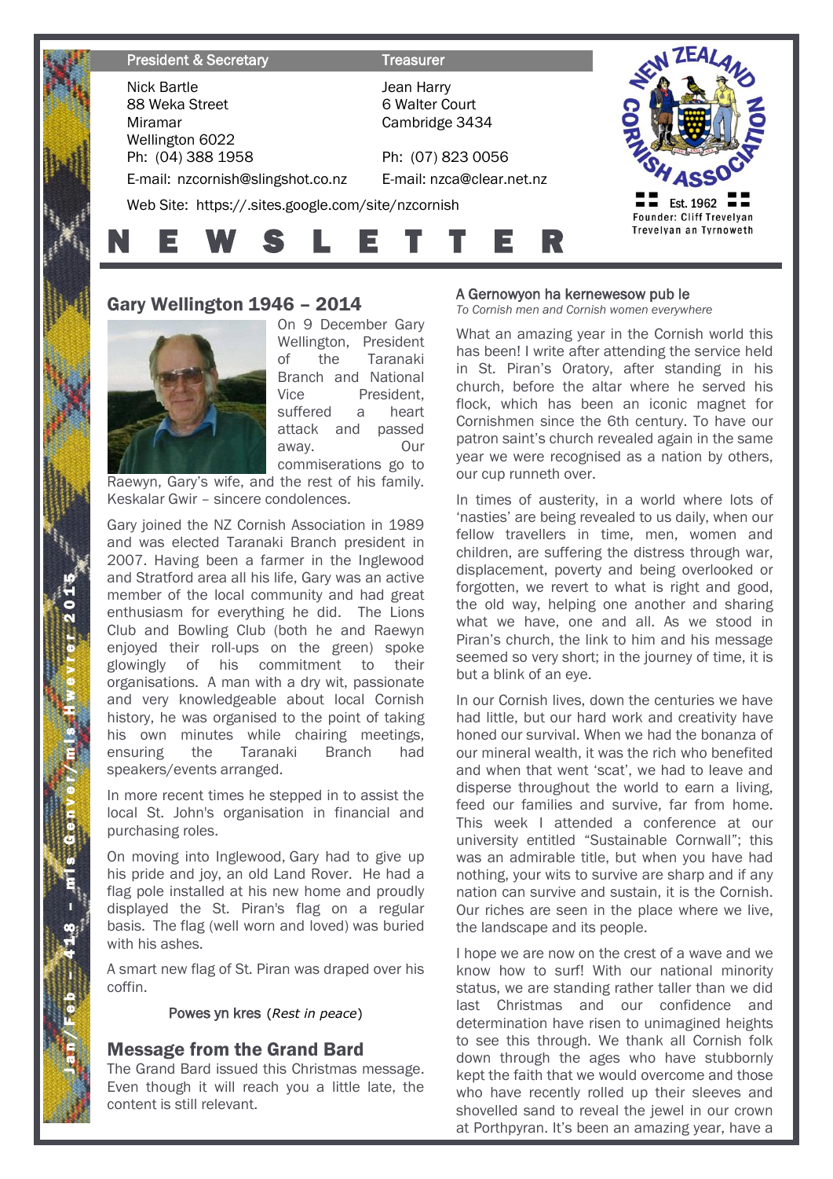**President & Secretary**

Nick Bartle
88 Weka Street
Miramar
Wellington 6022
Ph: (04) 388 1958
E-mail: nzcornish@slingshot.co.nz

**Treasurer**

Jean Harry
6 Walter Court
Cambridge 3434

Ph: (07) 823 0056
E-mail: nzca@clear.net.nz

Web Site: https://.sites.google.com/site/nzcornish

NEW ZEALAND CORNISH ASSOCIATION
Est. 1962
Founder: Cliff Trevelyan
Trevelyan an Tyrnoweth

# N E W S L E T T E R

Jan/Feb – 418 – mis Genver/mis Hwevrer 2015

## Gary Wellington 1946 – 2014

On 9 December Gary Wellington, President of the Taranaki Branch and National Vice President, suffered a heart attack and passed away. Our commiserations go to Raewyn, Gary's wife, and the rest of his family. Keskalar Gwir – sincere condolences.

Gary joined the NZ Cornish Association in 1989 and was elected Taranaki Branch president in 2007. Having been a farmer in the Inglewood and Stratford area all his life, Gary was an active member of the local community and had great enthusiasm for everything he did. The Lions Club and Bowling Club (both he and Raewyn enjoyed their roll-ups on the green) spoke glowingly of his commitment to their organisations. A man with a dry wit, passionate and very knowledgeable about local Cornish history, he was organised to the point of taking his own minutes while chairing meetings, ensuring the Taranaki Branch had speakers/events arranged.

In more recent times he stepped in to assist the local St. John's organisation in financial and purchasing roles.

On moving into Inglewood, Gary had to give up his pride and joy, an old Land Rover. He had a flag pole installed at his new home and proudly displayed the St. Piran's flag on a regular basis. The flag (well worn and loved) was buried with his ashes.

A smart new flag of St. Piran was draped over his coffin.

Powes yn kres (*Rest in peace*)

## Message from the Grand Bard

The Grand Bard issued this Christmas message. Even though it will reach you a little late, the content is still relevant.

### A Gernowyon ha kernewesow pub le

*To Cornish men and Cornish women everywhere*

What an amazing year in the Cornish world this has been! I write after attending the service held in St. Piran's Oratory, after standing in his church, before the altar where he served his flock, which has been an iconic magnet for Cornishmen since the 6th century. To have our patron saint's church revealed again in the same year we were recognised as a nation by others, our cup runneth over.

In times of austerity, in a world where lots of 'nasties' are being revealed to us daily, when our fellow travellers in time, men, women and children, are suffering the distress through war, displacement, poverty and being overlooked or forgotten, we revert to what is right and good, the old way, helping one another and sharing what we have, one and all. As we stood in Piran's church, the link to him and his message seemed so very short; in the journey of time, it is but a blink of an eye.

In our Cornish lives, down the centuries we have had little, but our hard work and creativity have honed our survival. When we had the bonanza of our mineral wealth, it was the rich who benefited and when that went 'scat', we had to leave and disperse throughout the world to earn a living, feed our families and survive, far from home. This week I attended a conference at our university entitled "Sustainable Cornwall"; this was an admirable title, but when you have had nothing, your wits to survive are sharp and if any nation can survive and sustain, it is the Cornish. Our riches are seen in the place where we live, the landscape and its people.

I hope we are now on the crest of a wave and we know how to surf! With our national minority status, we are standing rather taller than we did last Christmas and our confidence and determination have risen to unimagined heights to see this through. We thank all Cornish folk down through the ages who have stubbornly kept the faith that we would overcome and those who have recently rolled up their sleeves and shovelled sand to reveal the jewel in our crown at Porthpyran. It's been an amazing year, have a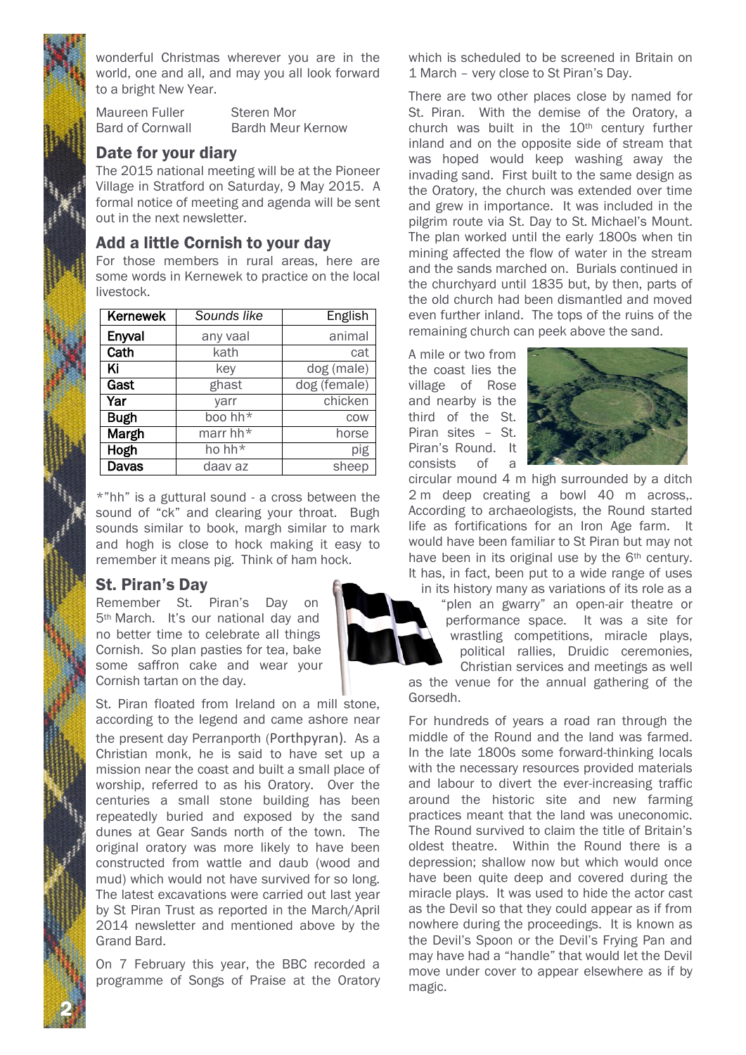wonderful Christmas wherever you are in the world, one and all, and may you all look forward to a bright New Year.

Maureen Fuller Steren Mor
Bard of Cornwall Bardh Meur Kernow

## Date for your diary

The 2015 national meeting will be at the Pioneer Village in Stratford on Saturday, 9 May 2015. A formal notice of meeting and agenda will be sent out in the next newsletter.

## Add a little Cornish to your day

For those members in rural areas, here are some words in Kernewek to practice on the local livestock.

| Kernewek | *Sounds like* | English |
|---|---|---|
| **Enyval** | any vaal | animal |
| **Cath** | kath | cat |
| **Ki** | key | dog (male) |
| **Gast** | ghast | dog (female) |
| **Yar** | yarr | chicken |
| **Bugh** | boo hh* | cow |
| **Margh** | marr hh* | horse |
| **Hogh** | ho hh* | pig |
| **Davas** | daav az | sheep |

*"hh" is a guttural sound - a cross between the sound of "ck" and clearing your throat. Bugh sounds similar to book, margh similar to mark and hogh is close to hock making it easy to remember it means pig. Think of ham hock.

## St. Piran's Day

Remember St. Piran's Day on 5th March. It's our national day and no better time to celebrate all things Cornish. So plan pasties for tea, bake some saffron cake and wear your Cornish tartan on the day.

St. Piran floated from Ireland on a mill stone, according to the legend and came ashore near the present day Perranporth (Porthpyran). As a Christian monk, he is said to have set up a mission near the coast and built a small place of worship, referred to as his Oratory. Over the centuries a small stone building has been repeatedly buried and exposed by the sand dunes at Gear Sands north of the town. The original oratory was more likely to have been constructed from wattle and daub (wood and mud) which would not have survived for so long. The latest excavations were carried out last year by St Piran Trust as reported in the March/April 2014 newsletter and mentioned above by the Grand Bard.

On 7 February this year, the BBC recorded a programme of Songs of Praise at the Oratory which is scheduled to be screened in Britain on 1 March – very close to St Piran's Day.

There are two other places close by named for St. Piran. With the demise of the Oratory, a church was built in the 10th century further inland and on the opposite side of stream that was hoped would keep washing away the invading sand. First built to the same design as the Oratory, the church was extended over time and grew in importance. It was included in the pilgrim route via St. Day to St. Michael's Mount. The plan worked until the early 1800s when tin mining affected the flow of water in the stream and the sands marched on. Burials continued in the churchyard until 1835 but, by then, parts of the old church had been dismantled and moved even further inland. The tops of the ruins of the remaining church can peek above the sand.

A mile or two from the coast lies the village of Rose and nearby is the third of the St. Piran sites – St. Piran's Round. It consists of a circular mound 4 m high surrounded by a ditch 2 m deep creating a bowl 40 m across,. According to archaeologists, the Round started life as fortifications for an Iron Age farm. It would have been familiar to St Piran but may not have been in its original use by the 6th century. It has, in fact, been put to a wide range of uses in its history many as variations of its role as a "plen an gwarry" an open-air theatre or performance space. It was a site for wrastling competitions, miracle plays, political rallies, Druidic ceremonies, Christian services and meetings as well as the venue for the annual gathering of the Gorsedh.

For hundreds of years a road ran through the middle of the Round and the land was farmed. In the late 1800s some forward-thinking locals with the necessary resources provided materials and labour to divert the ever-increasing traffic around the historic site and new farming practices meant that the land was uneconomic. The Round survived to claim the title of Britain's oldest theatre. Within the Round there is a depression; shallow now but which would once have been quite deep and covered during the miracle plays. It was used to hide the actor cast as the Devil so that they could appear as if from nowhere during the proceedings. It is known as the Devil's Spoon or the Devil's Frying Pan and may have had a "handle" that would let the Devil move under cover to appear elsewhere as if by magic.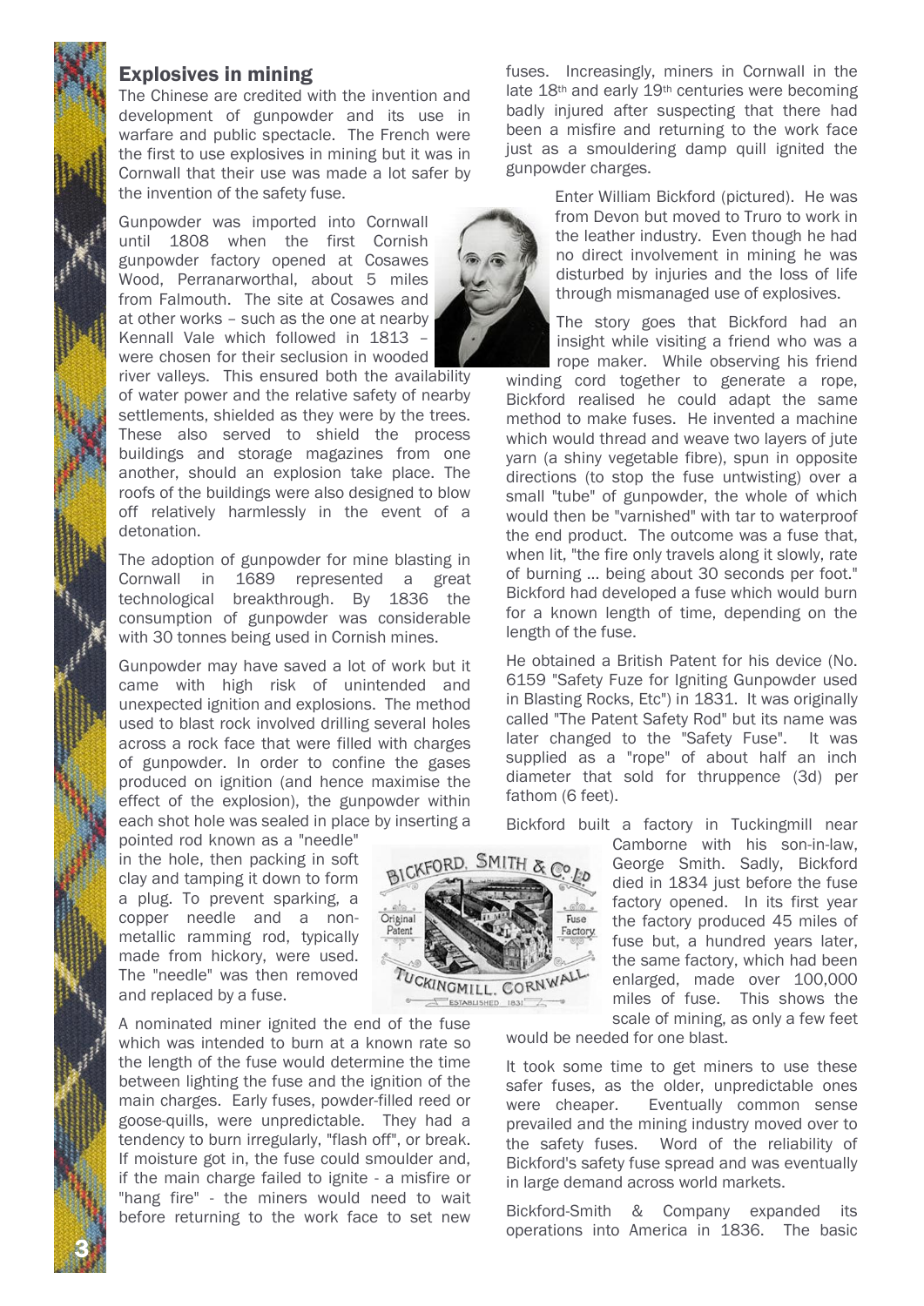## Explosives in mining

The Chinese are credited with the invention and development of gunpowder and its use in warfare and public spectacle. The French were the first to use explosives in mining but it was in Cornwall that their use was made a lot safer by the invention of the safety fuse.

Gunpowder was imported into Cornwall until 1808 when the first Cornish gunpowder factory opened at Cosawes Wood, Perranarworthal, about 5 miles from Falmouth. The site at Cosawes and at other works – such as the one at nearby Kennall Vale which followed in 1813 – were chosen for their seclusion in wooded river valleys. This ensured both the availability of water power and the relative safety of nearby settlements, shielded as they were by the trees. These also served to shield the process buildings and storage magazines from one another, should an explosion take place. The roofs of the buildings were also designed to blow off relatively harmlessly in the event of a detonation.

The adoption of gunpowder for mine blasting in Cornwall in 1689 represented a great technological breakthrough. By 1836 the consumption of gunpowder was considerable with 30 tonnes being used in Cornish mines.

Gunpowder may have saved a lot of work but it came with high risk of unintended and unexpected ignition and explosions. The method used to blast rock involved drilling several holes across a rock face that were filled with charges of gunpowder. In order to confine the gases produced on ignition (and hence maximise the effect of the explosion), the gunpowder within each shot hole was sealed in place by inserting a pointed rod known as a "needle" in the hole, then packing in soft clay and tamping it down to form a plug. To prevent sparking, a copper needle and a non-metallic ramming rod, typically made from hickory, were used. The "needle" was then removed and replaced by a fuse.

A nominated miner ignited the end of the fuse which was intended to burn at a known rate so the length of the fuse would determine the time between lighting the fuse and the ignition of the main charges. Early fuses, powder-filled reed or goose-quills, were unpredictable. They had a tendency to burn irregularly, "flash off", or break. If moisture got in, the fuse could smoulder and, if the main charge failed to ignite - a misfire or "hang fire" - the miners would need to wait before returning to the work face to set new fuses. Increasingly, miners in Cornwall in the late 18th and early 19th centuries were becoming badly injured after suspecting that there had been a misfire and returning to the work face just as a smouldering damp quill ignited the gunpowder charges.

Enter William Bickford (pictured). He was from Devon but moved to Truro to work in the leather industry. Even though he had no direct involvement in mining he was disturbed by injuries and the loss of life through mismanaged use of explosives.

The story goes that Bickford had an insight while visiting a friend who was a rope maker. While observing his friend winding cord together to generate a rope, Bickford realised he could adapt the same method to make fuses. He invented a machine which would thread and weave two layers of jute yarn (a shiny vegetable fibre), spun in opposite directions (to stop the fuse untwisting) over a small "tube" of gunpowder, the whole of which would then be "varnished" with tar to waterproof the end product. The outcome was a fuse that, when lit, "the fire only travels along it slowly, rate of burning ... being about 30 seconds per foot." Bickford had developed a fuse which would burn for a known length of time, depending on the length of the fuse.

He obtained a British Patent for his device (No. 6159 "Safety Fuze for Igniting Gunpowder used in Blasting Rocks, Etc") in 1831. It was originally called "The Patent Safety Rod" but its name was later changed to the "Safety Fuse". It was supplied as a "rope" of about half an inch diameter that sold for thruppence (3d) per fathom (6 feet).

Bickford built a factory in Tuckingmill near Camborne with his son-in-law, George Smith. Sadly, Bickford died in 1834 just before the fuse factory opened. In its first year the factory produced 45 miles of fuse but, a hundred years later, the same factory, which had been enlarged, made over 100,000 miles of fuse. This shows the scale of mining, as only a few feet would be needed for one blast.

It took some time to get miners to use these safer fuses, as the older, unpredictable ones were cheaper. Eventually common sense prevailed and the mining industry moved over to the safety fuses. Word of the reliability of Bickford's safety fuse spread and was eventually in large demand across world markets.

Bickford-Smith & Company expanded its operations into America in 1836. The basic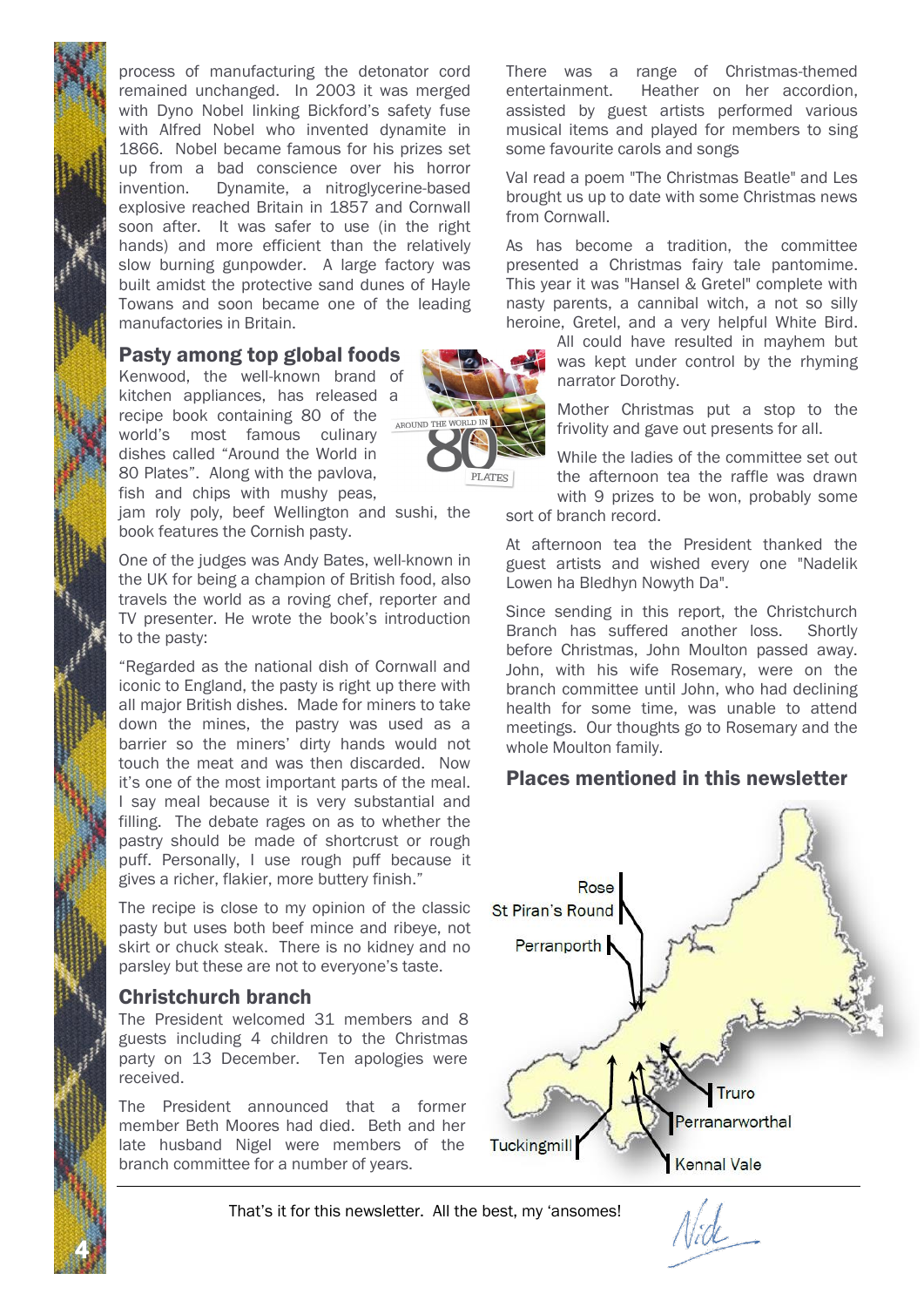process of manufacturing the detonator cord remained unchanged. In 2003 it was merged with Dyno Nobel linking Bickford's safety fuse with Alfred Nobel who invented dynamite in 1866. Nobel became famous for his prizes set up from a bad conscience over his horror invention. Dynamite, a nitroglycerine-based explosive reached Britain in 1857 and Cornwall soon after. It was safer to use (in the right hands) and more efficient than the relatively slow burning gunpowder. A large factory was built amidst the protective sand dunes of Hayle Towans and soon became one of the leading manufactories in Britain.

## Pasty among top global foods

Kenwood, the well-known brand of kitchen appliances, has released a recipe book containing 80 of the world's most famous culinary dishes called "Around the World in 80 Plates". Along with the pavlova, fish and chips with mushy peas, jam roly poly, beef Wellington and sushi, the book features the Cornish pasty.

One of the judges was Andy Bates, well-known in the UK for being a champion of British food, also travels the world as a roving chef, reporter and TV presenter. He wrote the book's introduction to the pasty:

"Regarded as the national dish of Cornwall and iconic to England, the pasty is right up there with all major British dishes. Made for miners to take down the mines, the pastry was used as a barrier so the miners' dirty hands would not touch the meat and was then discarded. Now it's one of the most important parts of the meal. I say meal because it is very substantial and filling. The debate rages on as to whether the pastry should be made of shortcrust or rough puff. Personally, I use rough puff because it gives a richer, flakier, more buttery finish."

The recipe is close to my opinion of the classic pasty but uses both beef mince and ribeye, not skirt or chuck steak. There is no kidney and no parsley but these are not to everyone's taste.

## Christchurch branch

The President welcomed 31 members and 8 guests including 4 children to the Christmas party on 13 December. Ten apologies were received.

The President announced that a former member Beth Moores had died. Beth and her late husband Nigel were members of the branch committee for a number of years.

There was a range of Christmas-themed entertainment. Heather on her accordion, assisted by guest artists performed various musical items and played for members to sing some favourite carols and songs

Val read a poem "The Christmas Beatle" and Les brought us up to date with some Christmas news from Cornwall.

As has become a tradition, the committee presented a Christmas fairy tale pantomime. This year it was "Hansel & Gretel" complete with nasty parents, a cannibal witch, a not so silly heroine, Gretel, and a very helpful White Bird. All could have resulted in mayhem but was kept under control by the rhyming narrator Dorothy.

Mother Christmas put a stop to the frivolity and gave out presents for all.

While the ladies of the committee set out the afternoon tea the raffle was drawn with 9 prizes to be won, probably some sort of branch record.

At afternoon tea the President thanked the guest artists and wished every one "Nadelik Lowen ha Bledhyn Nowyth Da".

Since sending in this report, the Christchurch Branch has suffered another loss. Shortly before Christmas, John Moulton passed away. John, with his wife Rosemary, were on the branch committee until John, who had declining health for some time, was unable to attend meetings. Our thoughts go to Rosemary and the whole Moulton family.

## Places mentioned in this newsletter

Rose
St Piran's Round
Perranporth
Truro
Perranarworthal
Tuckingmill
Kennal Vale

That's it for this newsletter. All the best, my 'ansomes!

Nick